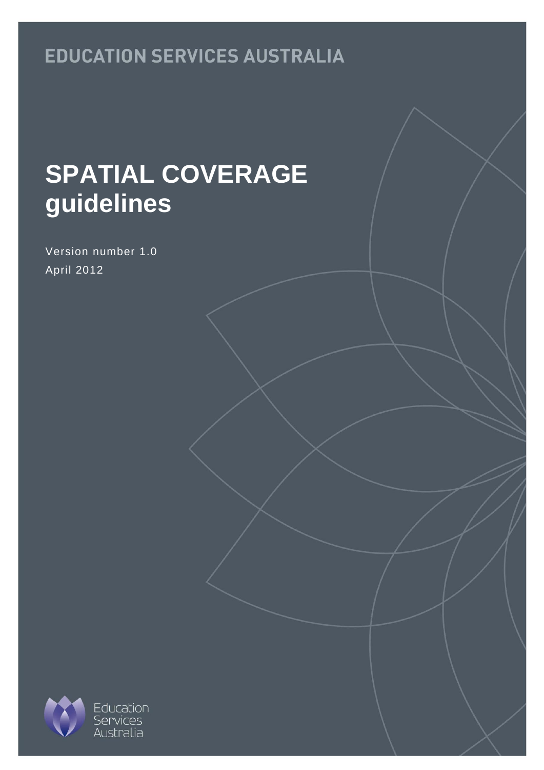EDUCATION SERVICES AUSTRALIA

# SPATIAL COVERAGE guidelines

Version number 1.0

April 2012

Education Services Australia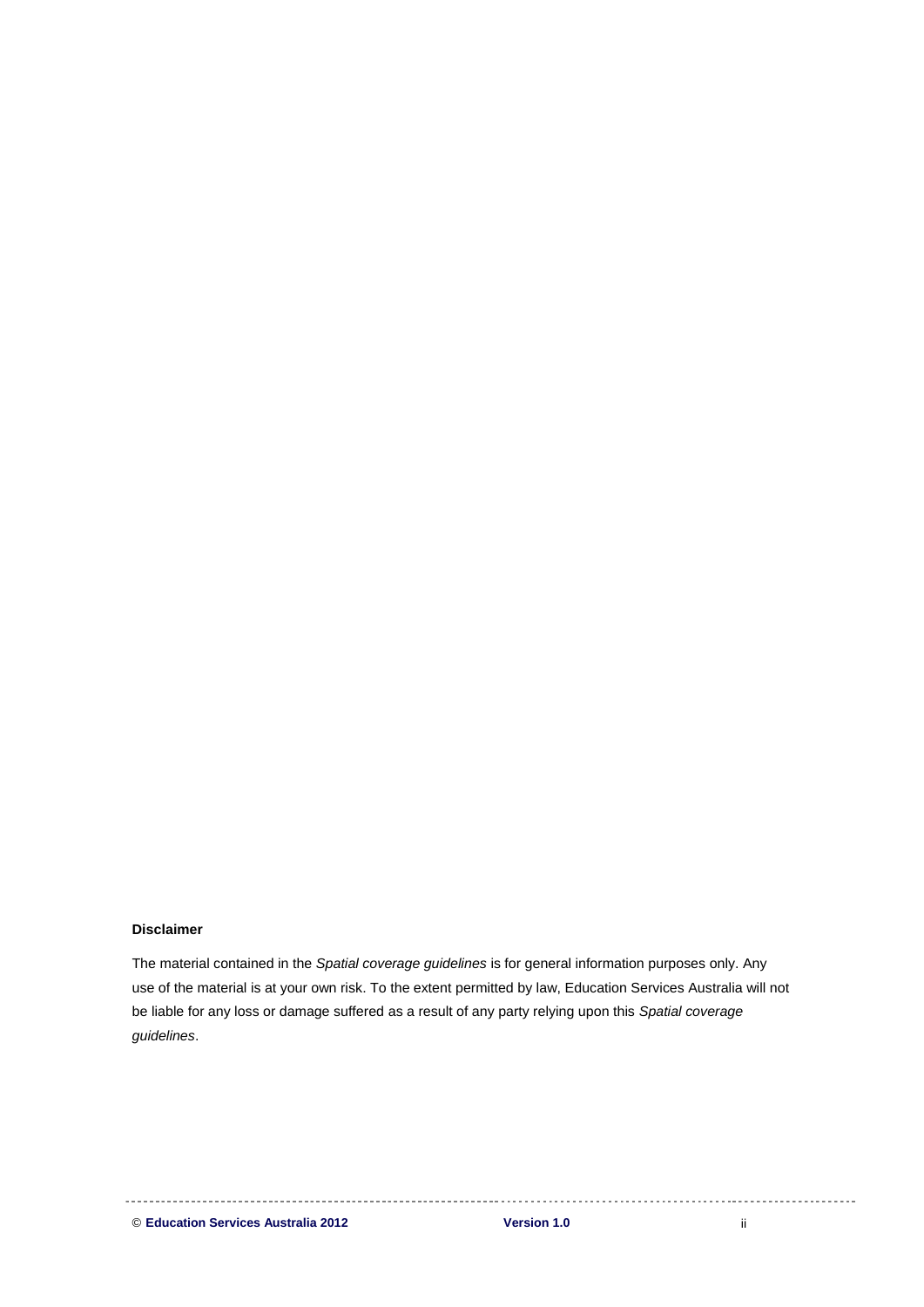**Disclaimer**

The material contained in the *Spatial coverage guidelines* is for general information purposes only. Any use of the material is at your own risk. To the extent permitted by law, Education Services Australia will not be liable for any loss or damage suffered as a result of any party relying upon this *Spatial coverage guidelines*.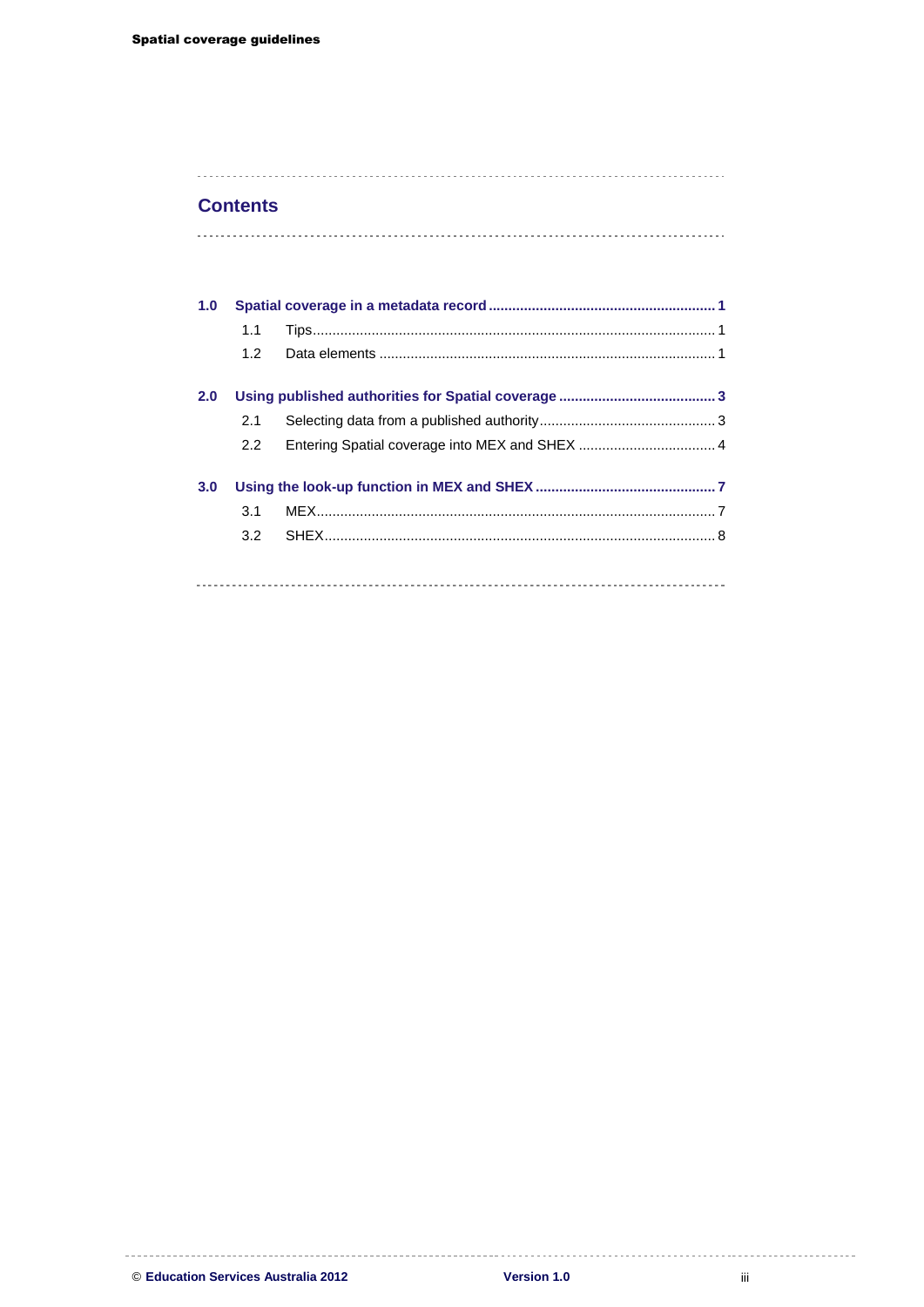## Contents

**1.0 Spatial coverage in a metadata record** ... **1**

- 1.1 Tips ... 1
- 1.2 Data elements ... 1

**2.0 Using published authorities for Spatial coverage** ... **3**

- 2.1 Selecting data from a published authority ... 3
- 2.2 Entering Spatial coverage into MEX and SHEX ... 4

**3.0 Using the look-up function in MEX and SHEX** ... **7**

- 3.1 MEX ... 7
- 3.2 SHEX ... 8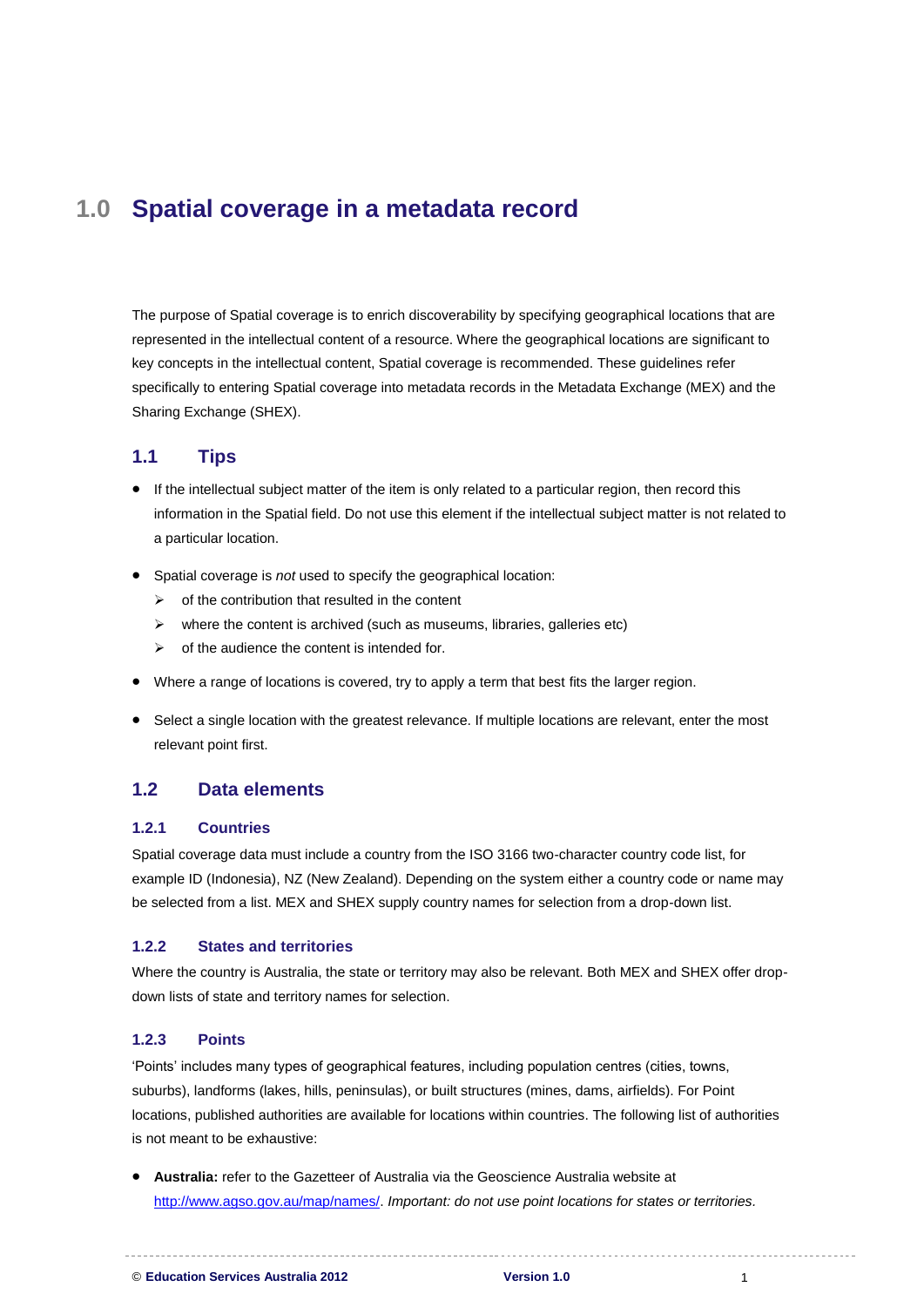# 1.0 Spatial coverage in a metadata record

The purpose of Spatial coverage is to enrich discoverability by specifying geographical locations that are represented in the intellectual content of a resource. Where the geographical locations are significant to key concepts in the intellectual content, Spatial coverage is recommended. These guidelines refer specifically to entering Spatial coverage into metadata records in the Metadata Exchange (MEX) and the Sharing Exchange (SHEX).

## 1.1 Tips

- If the intellectual subject matter of the item is only related to a particular region, then record this information in the Spatial field. Do not use this element if the intellectual subject matter is not related to a particular location.
- Spatial coverage is *not* used to specify the geographical location:
  - of the contribution that resulted in the content
  - where the content is archived (such as museums, libraries, galleries etc)
  - of the audience the content is intended for.
- Where a range of locations is covered, try to apply a term that best fits the larger region.
- Select a single location with the greatest relevance. If multiple locations are relevant, enter the most relevant point first.

## 1.2 Data elements

### 1.2.1 Countries

Spatial coverage data must include a country from the ISO 3166 two-character country code list, for example ID (Indonesia), NZ (New Zealand). Depending on the system either a country code or name may be selected from a list. MEX and SHEX supply country names for selection from a drop-down list.

### 1.2.2 States and territories

Where the country is Australia, the state or territory may also be relevant. Both MEX and SHEX offer drop-down lists of state and territory names for selection.

### 1.2.3 Points

'Points' includes many types of geographical features, including population centres (cities, towns, suburbs), landforms (lakes, hills, peninsulas), or built structures (mines, dams, airfields). For Point locations, published authorities are available for locations within countries. The following list of authorities is not meant to be exhaustive:

- **Australia:** refer to the Gazetteer of Australia via the Geoscience Australia website at [http://www.agso.gov.au/map/names/](http://www.agso.gov.au/map/names/). *Important: do not use point locations for states or territories.*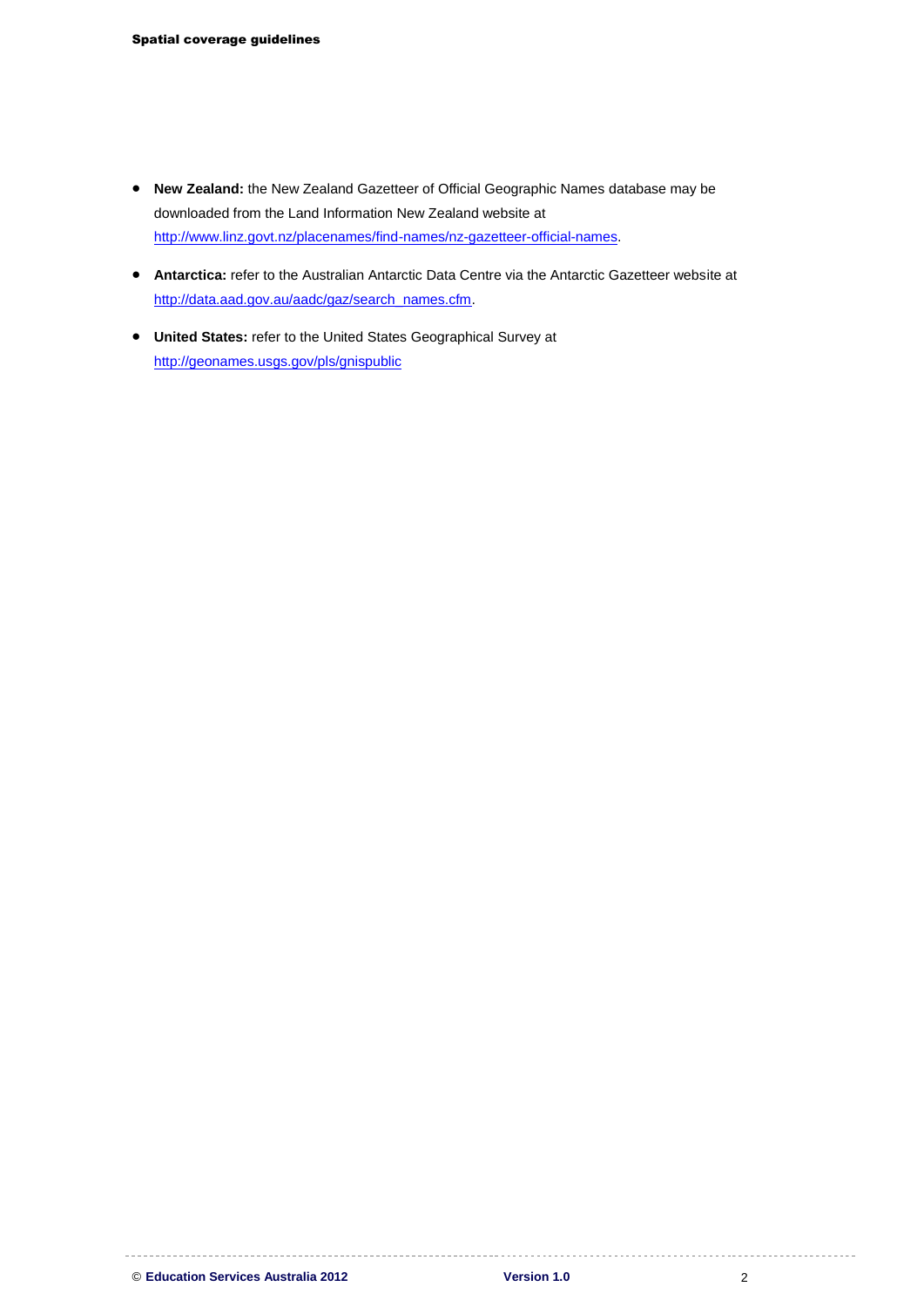- **New Zealand:** the New Zealand Gazetteer of Official Geographic Names database may be downloaded from the Land Information New Zealand website at http://www.linz.govt.nz/placenames/find-names/nz-gazetteer-official-names.
- **Antarctica:** refer to the Australian Antarctic Data Centre via the Antarctic Gazetteer website at http://data.aad.gov.au/aadc/gaz/search_names.cfm.
- **United States:** refer to the United States Geographical Survey at http://geonames.usgs.gov/pls/gnispublic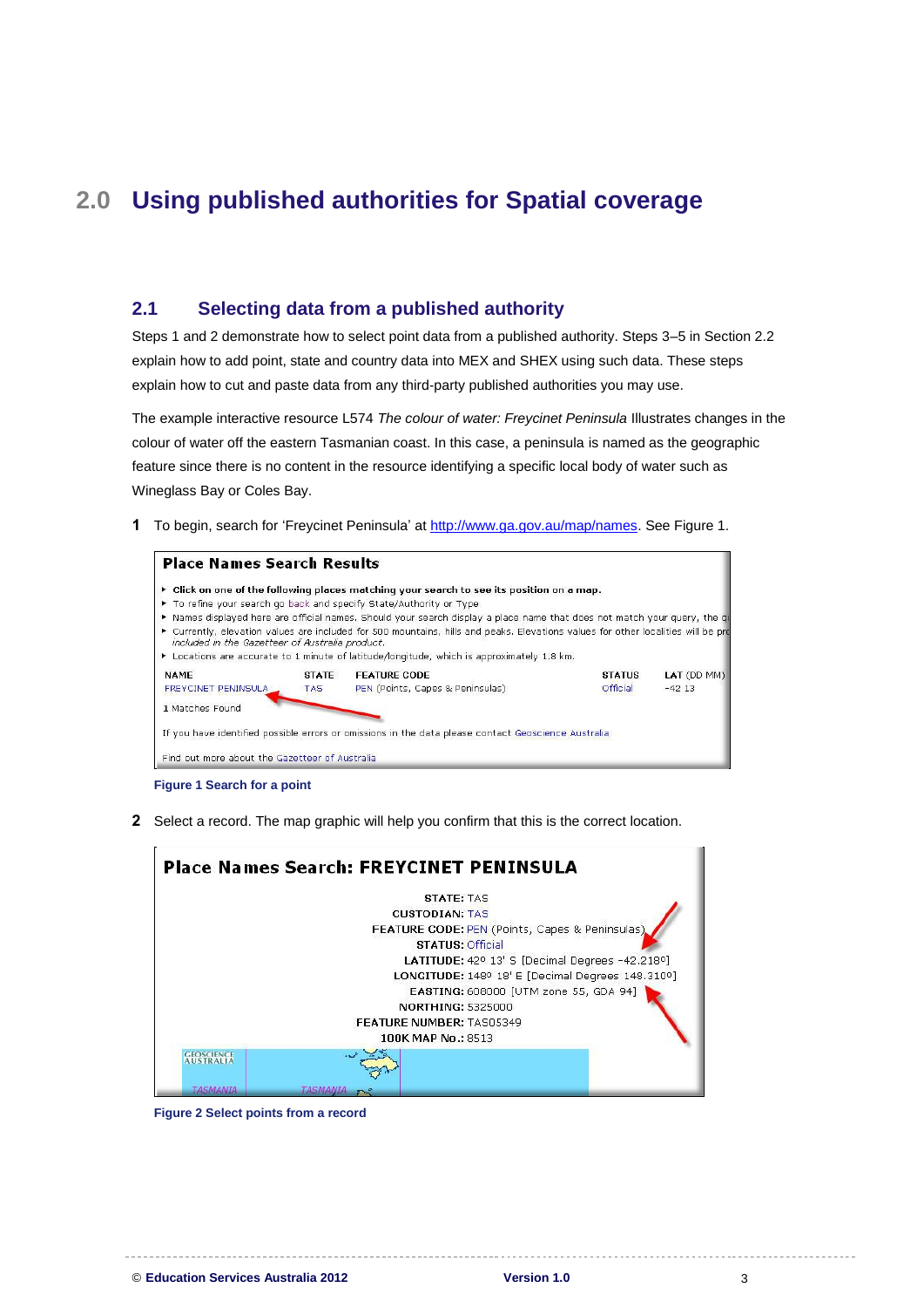# 2.0 Using published authorities for Spatial coverage

## 2.1 Selecting data from a published authority

Steps 1 and 2 demonstrate how to select point data from a published authority. Steps 3–5 in Section 2.2 explain how to add point, state and country data into MEX and SHEX using such data. These steps explain how to cut and paste data from any third-party published authorities you may use.

The example interactive resource L574 *The colour of water: Freycinet Peninsula* Illustrates changes in the colour of water off the eastern Tasmanian coast. In this case, a peninsula is named as the geographic feature since there is no content in the resource identifying a specific local body of water such as Wineglass Bay or Coles Bay.

**1** To begin, search for 'Freycinet Peninsula' at http://www.ga.gov.au/map/names. See Figure 1.

**Figure 1 Search for a point**

**2** Select a record. The map graphic will help you confirm that this is the correct location.

**Figure 2 Select points from a record**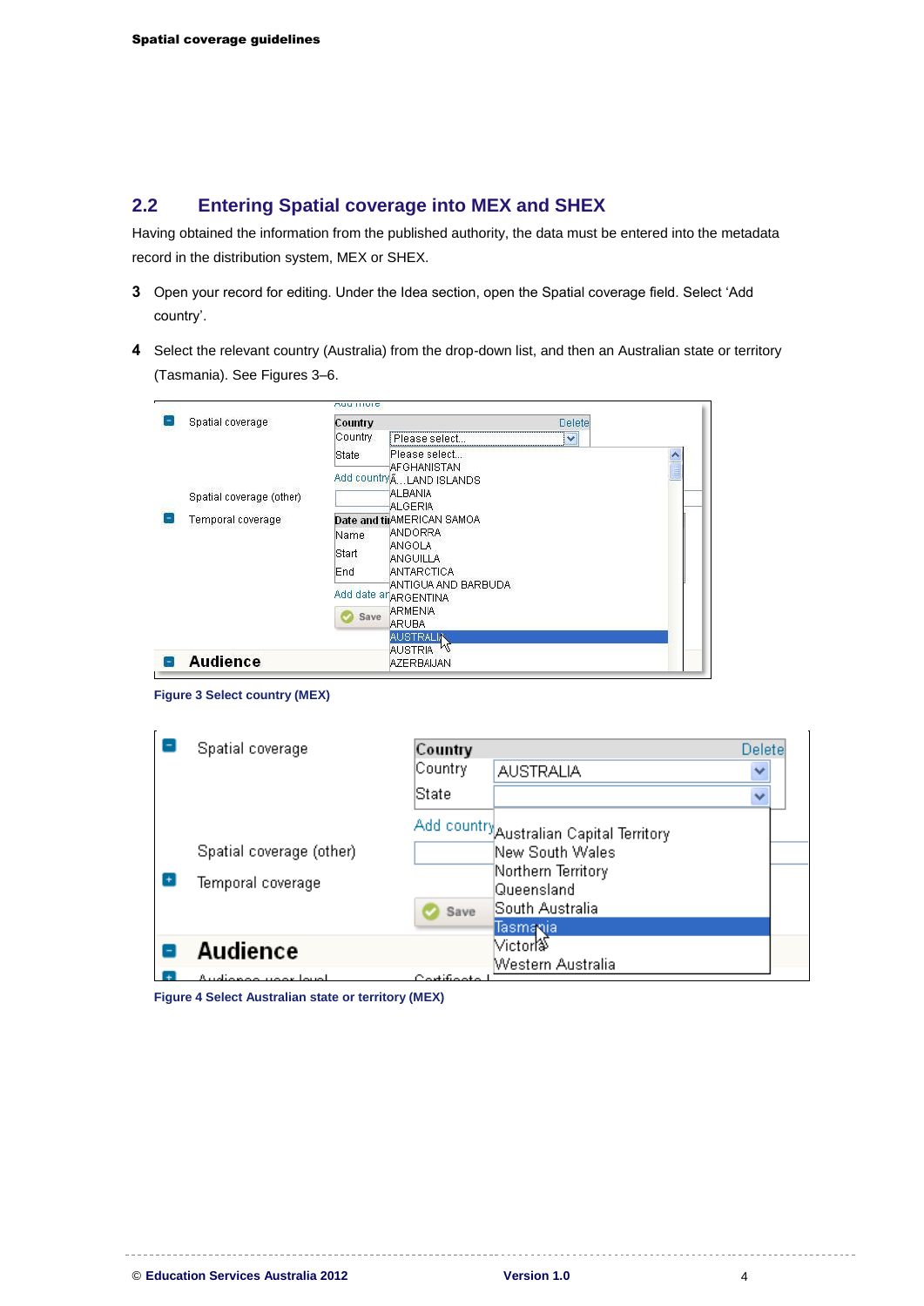## 2.2 Entering Spatial coverage into MEX and SHEX

Having obtained the information from the published authority, the data must be entered into the metadata record in the distribution system, MEX or SHEX.

**3** Open your record for editing. Under the Idea section, open the Spatial coverage field. Select 'Add country'.

**4** Select the relevant country (Australia) from the drop-down list, and then an Australian state or territory (Tasmania). See Figures 3–6.

Figure 3 Select country (MEX)

Figure 4 Select Australian state or territory (MEX)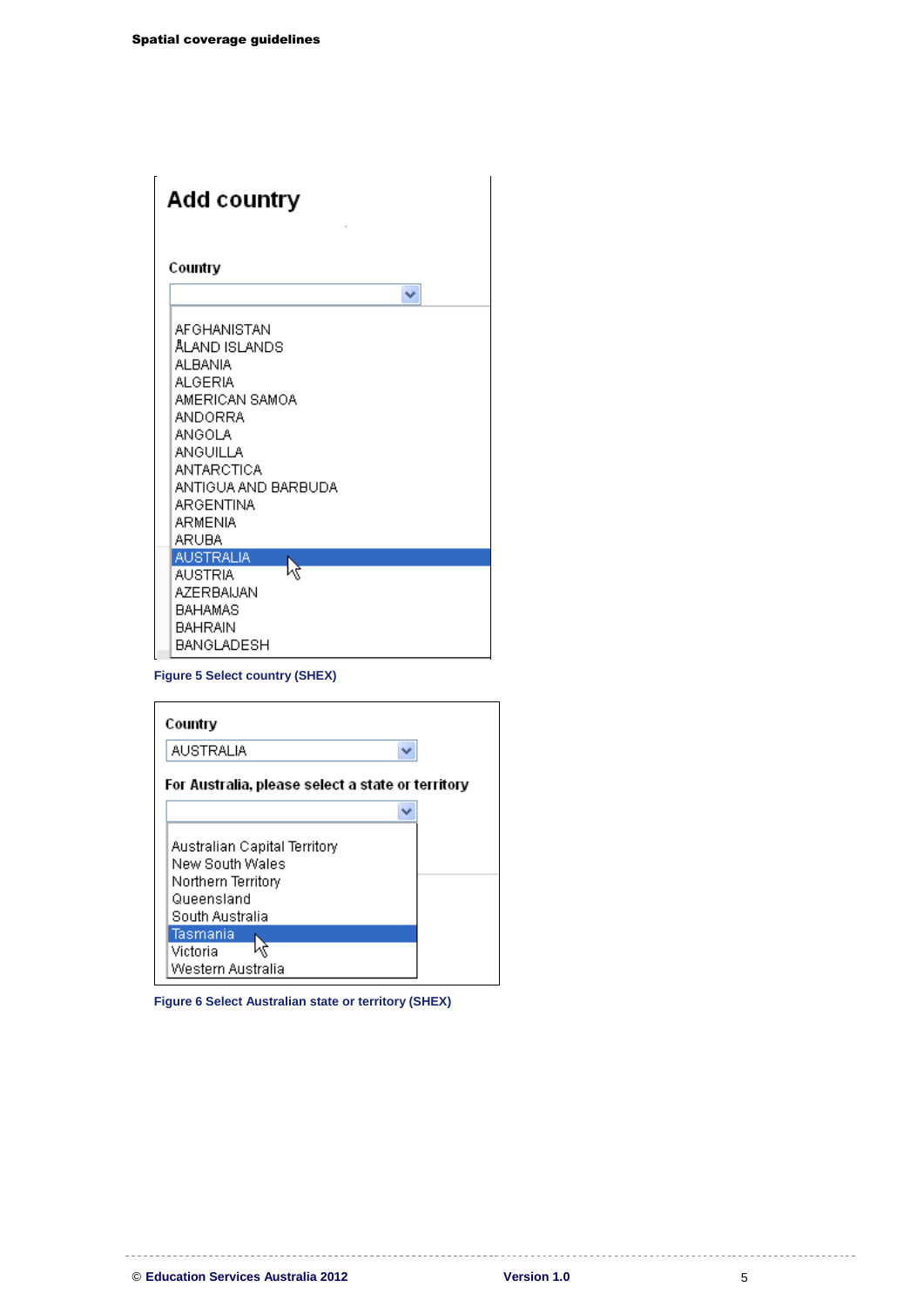**Add country**

Country

AFGHANISTAN
ÅLAND ISLANDS
ALBANIA
ALGERIA
AMERICAN SAMOA
ANDORRA
ANGOLA
ANGUILLA
ANTARCTICA
ANTIGUA AND BARBUDA
ARGENTINA
ARMENIA
ARUBA
AUSTRALIA
AUSTRIA
AZERBAIJAN
BAHAMAS
BAHRAIN
BANGLADESH

Figure 5 Select country (SHEX)

Country

AUSTRALIA

For Australia, please select a state or territory

Australian Capital Territory
New South Wales
Northern Territory
Queensland
South Australia
Tasmania
Victoria
Western Australia

Figure 6 Select Australian state or territory (SHEX)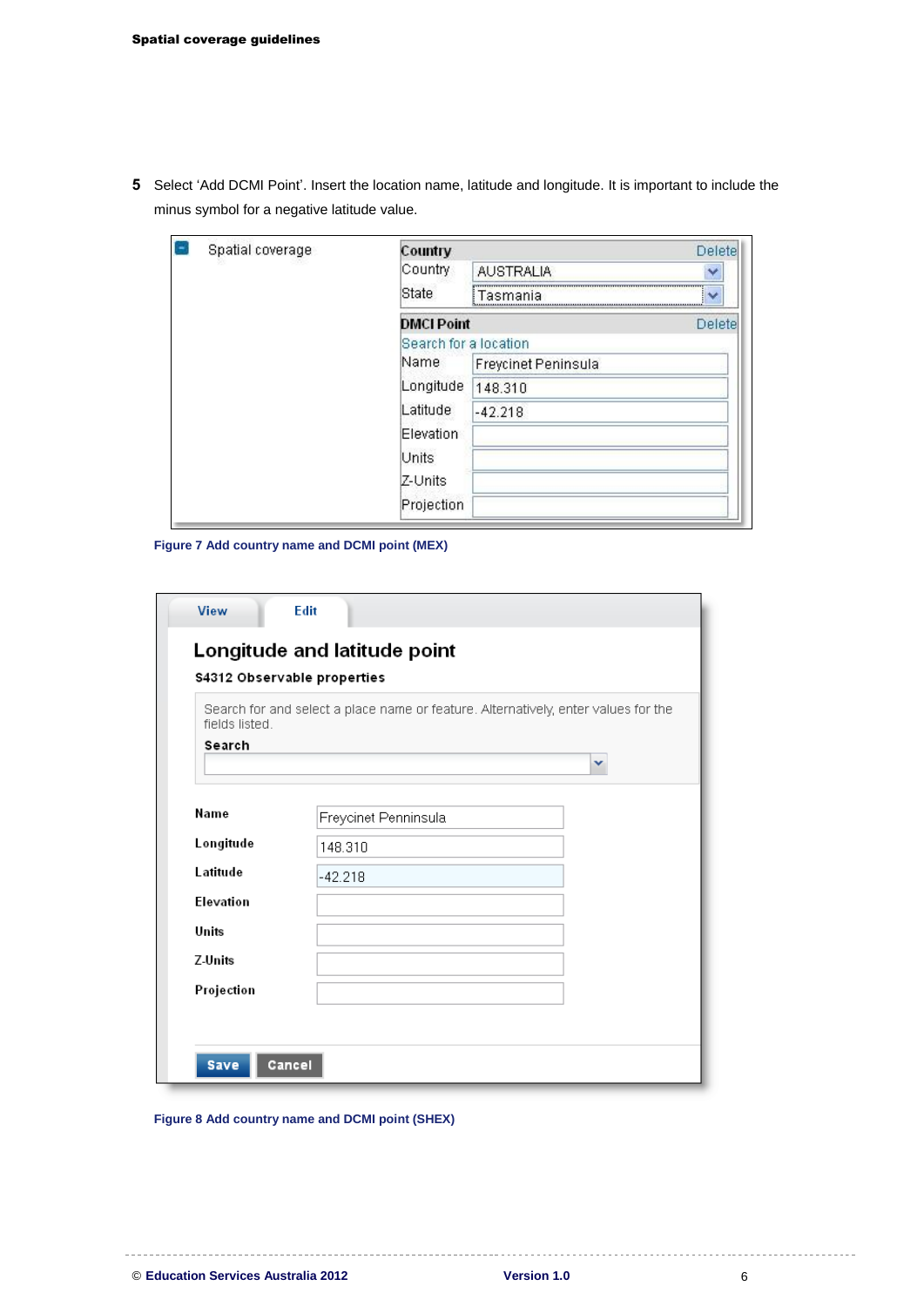5 Select 'Add DCMI Point'. Insert the location name, latitude and longitude. It is important to include the minus symbol for a negative latitude value.

Figure 7 Add country name and DCMI point (MEX)

Figure 8 Add country name and DCMI point (SHEX)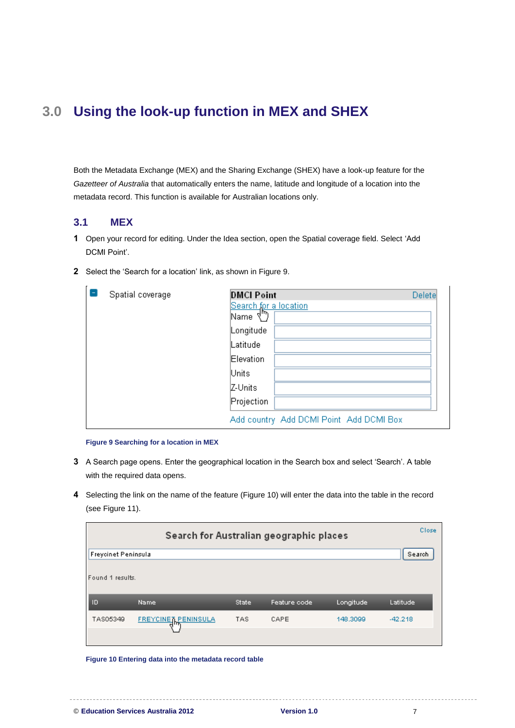# 3.0 Using the look-up function in MEX and SHEX

Both the Metadata Exchange (MEX) and the Sharing Exchange (SHEX) have a look-up feature for the *Gazetteer of Australia* that automatically enters the name, latitude and longitude of a location into the metadata record. This function is available for Australian locations only.

## 3.1 MEX

**1** Open your record for editing. Under the Idea section, open the Spatial coverage field. Select 'Add DCMI Point'.

**2** Select the 'Search for a location' link, as shown in Figure 9.

**Figure 9 Searching for a location in MEX**

**3** A Search page opens. Enter the geographical location in the Search box and select 'Search'. A table with the required data opens.

**4** Selecting the link on the name of the feature (Figure 10) will enter the data into the table in the record (see Figure 11).

**Figure 10 Entering data into the metadata record table**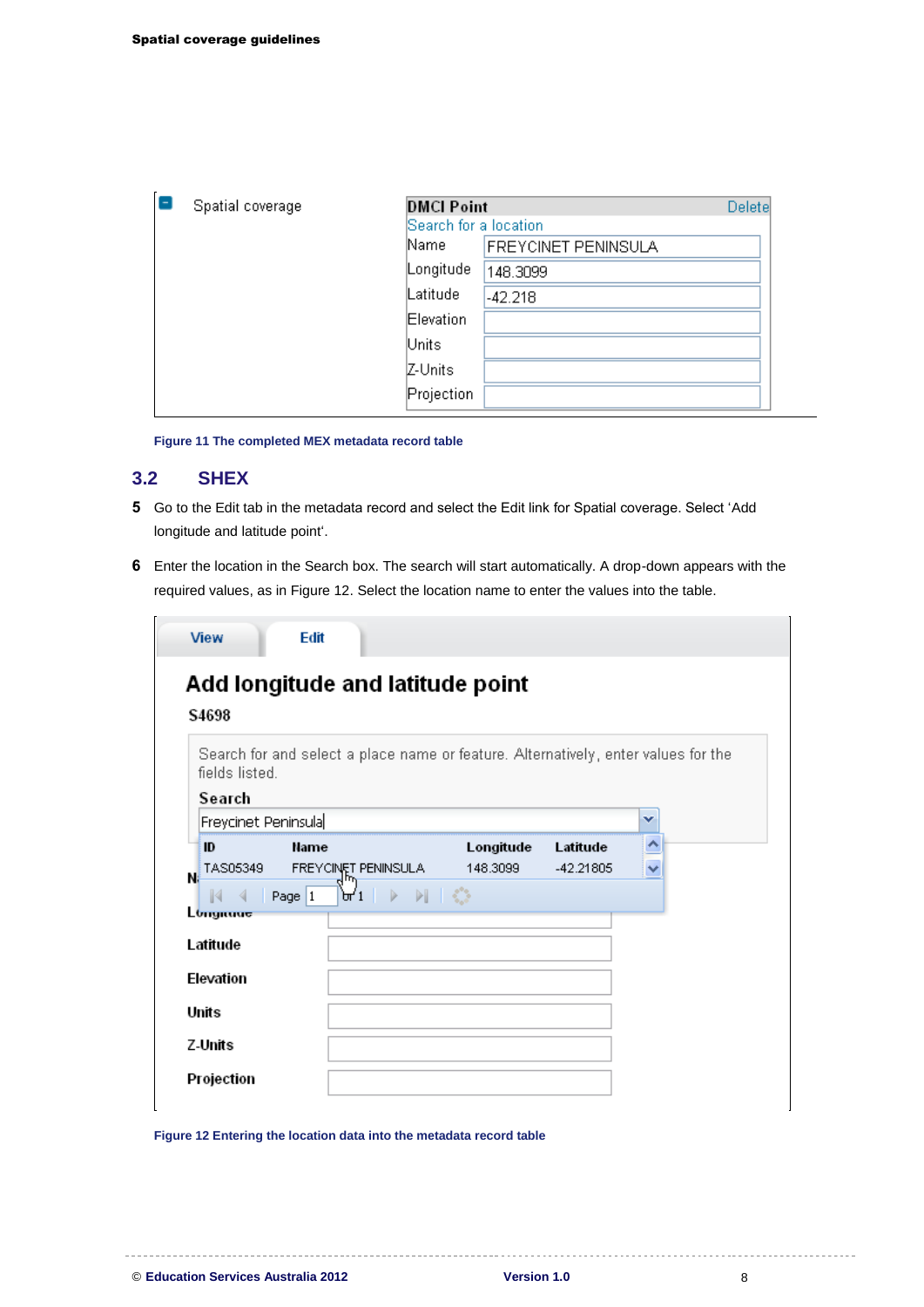| Spatial coverage | DMCI Point | Delete |
|---|---|---|
| | Search for a location | |
| | Name | FREYCINET PENINSULA |
| | Longitude | 148.3099 |
| | Latitude | -42.218 |
| | Elevation | |
| | Units | |
| | Z-Units | |
| | Projection | |

Figure 11 The completed MEX metadata record table

## 3.2 SHEX

**5** Go to the Edit tab in the metadata record and select the Edit link for Spatial coverage. Select 'Add longitude and latitude point'.

**6** Enter the location in the Search box. The search will start automatically. A drop-down appears with the required values, as in Figure 12. Select the location name to enter the values into the table.

View | Edit

**Add longitude and latitude point**

S4698

Search for and select a place name or feature. Alternatively, enter values for the fields listed.

Search

Freycinet Peninsula

| ID | Name | Longitude | Latitude |
|---|---|---|---|
| TAS05349 | FREYCINET PENINSULA | 148.3099 | -42.21805 |

Page 1 of 1

| | |
|---|---|
| Name | |
| Longitude | |
| Latitude | |
| Elevation | |
| Units | |
| Z-Units | |
| Projection | |

Figure 12 Entering the location data into the metadata record table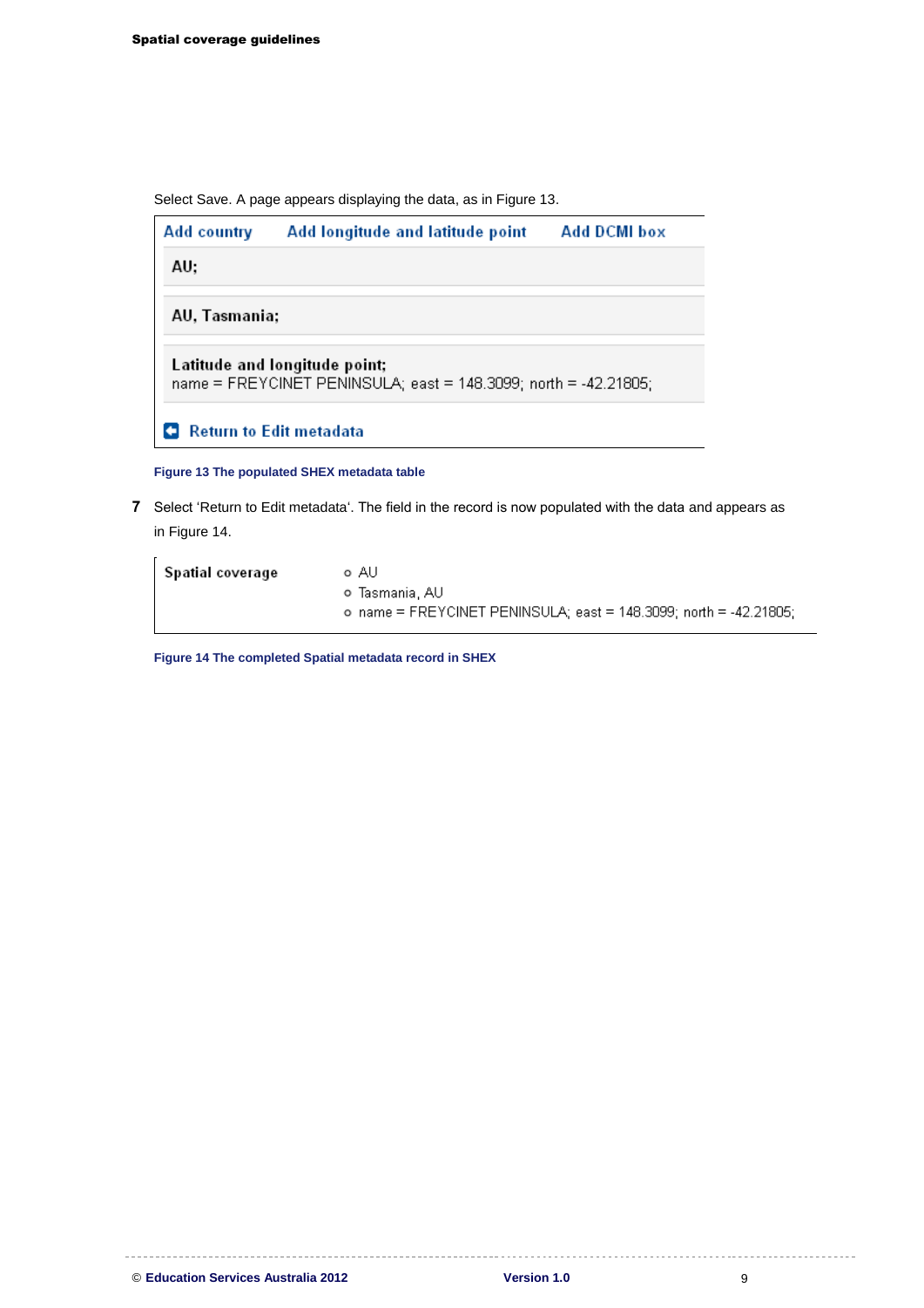Select Save. A page appears displaying the data, as in Figure 13.

Add country    Add longitude and latitude point    Add DCMI box

AU;

AU, Tasmania;

Latitude and longitude point;
name = FREYCINET PENINSULA; east = 148.3099; north = -42.21805;

Return to Edit metadata

**Figure 13 The populated SHEX metadata table**

7. Select 'Return to Edit metadata'. The field in the record is now populated with the data and appears as in Figure 14.

Spatial coverage
- AU
- Tasmania, AU
- name = FREYCINET PENINSULA; east = 148.3099; north = -42.21805;

**Figure 14 The completed Spatial metadata record in SHEX**